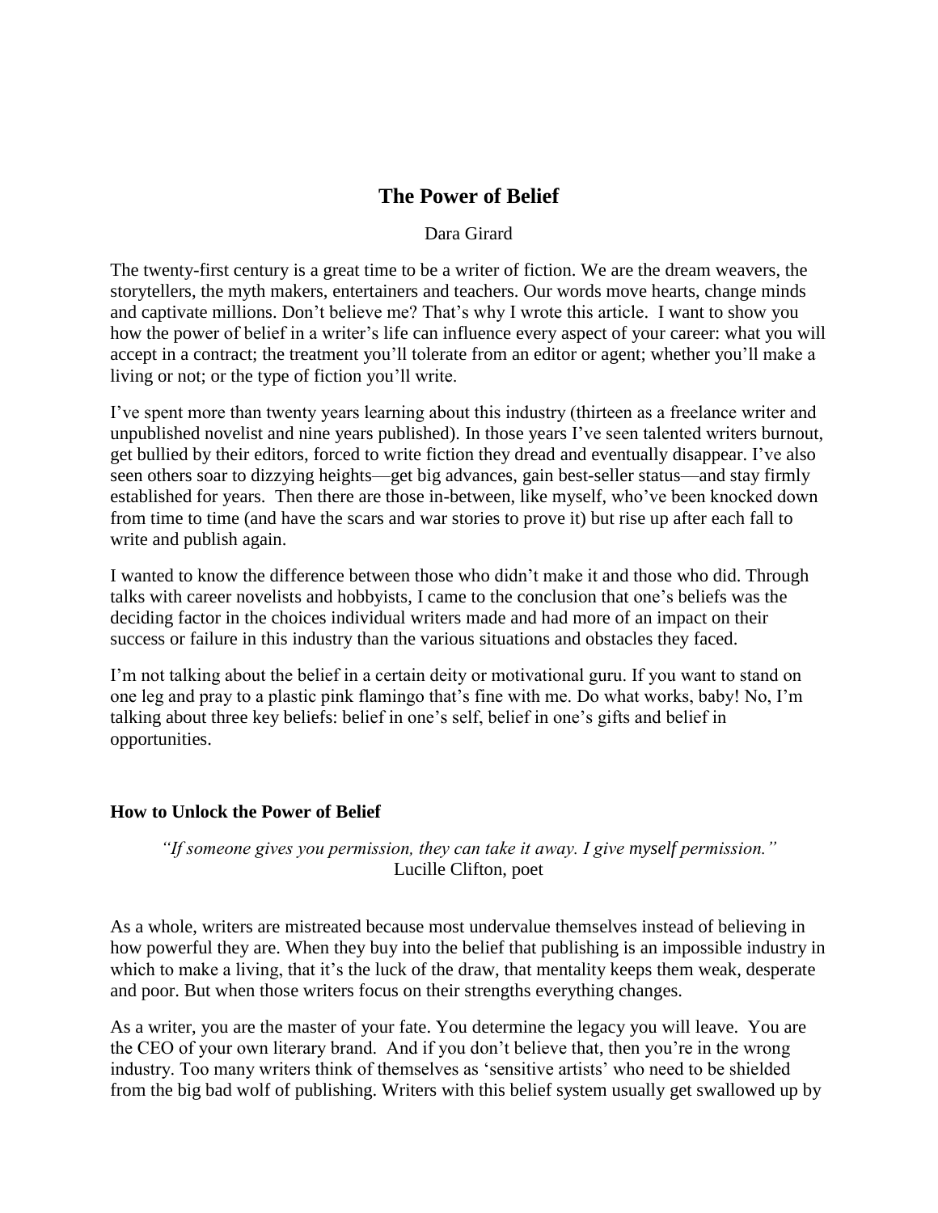# The Power of Belief

Dara Girard

The twenty-first century is a great time to be a writer of fiction. We are the dream weavers, the storytellers, the myth makers, entertainers and teachers. Our words move hearts, change minds and captivate millions. Don't believe me? That's why I wrote this article. I want to show you how the power of belief in a writer's life can influence every aspect of your career: what you will accept in a contract; the treatment you'll tolerate from an editor or agent; whether you'll make a living or not; or the type of fiction you'll write.

I've spent more than twenty years learning about this industry (thirteen as a freelance writer and unpublished novelist and nine years published). In those years I've seen talented writers burnout, get bullied by their editors, forced to write fiction they dread and eventually disappear. I've also seen others soar to dizzying heights—get big advances, gain best-seller status—and stay firmly established for years. Then there are those in-between, like myself, who've been knocked down from time to time (and have the scars and war stories to prove it) but rise up after each fall to write and publish again.

I wanted to know the difference between those who didn't make it and those who did. Through talks with career novelists and hobbyists, I came to the conclusion that one's beliefs was the deciding factor in the choices individual writers made and had more of an impact on their success or failure in this industry than the various situations and obstacles they faced.

I'm not talking about the belief in a certain deity or motivational guru. If you want to stand on one leg and pray to a plastic pink flamingo that's fine with me. Do what works, baby! No, I'm talking about three key beliefs: belief in one's self, belief in one's gifts and belief in opportunities.

### How to Unlock the Power of Belief

> *"If someone gives you permission, they can take it away. I give myself permission."*
> Lucille Clifton, poet

As a whole, writers are mistreated because most undervalue themselves instead of believing in how powerful they are. When they buy into the belief that publishing is an impossible industry in which to make a living, that it's the luck of the draw, that mentality keeps them weak, desperate and poor. But when those writers focus on their strengths everything changes.

As a writer, you are the master of your fate. You determine the legacy you will leave. You are the CEO of your own literary brand. And if you don't believe that, then you're in the wrong industry. Too many writers think of themselves as 'sensitive artists' who need to be shielded from the big bad wolf of publishing. Writers with this belief system usually get swallowed up by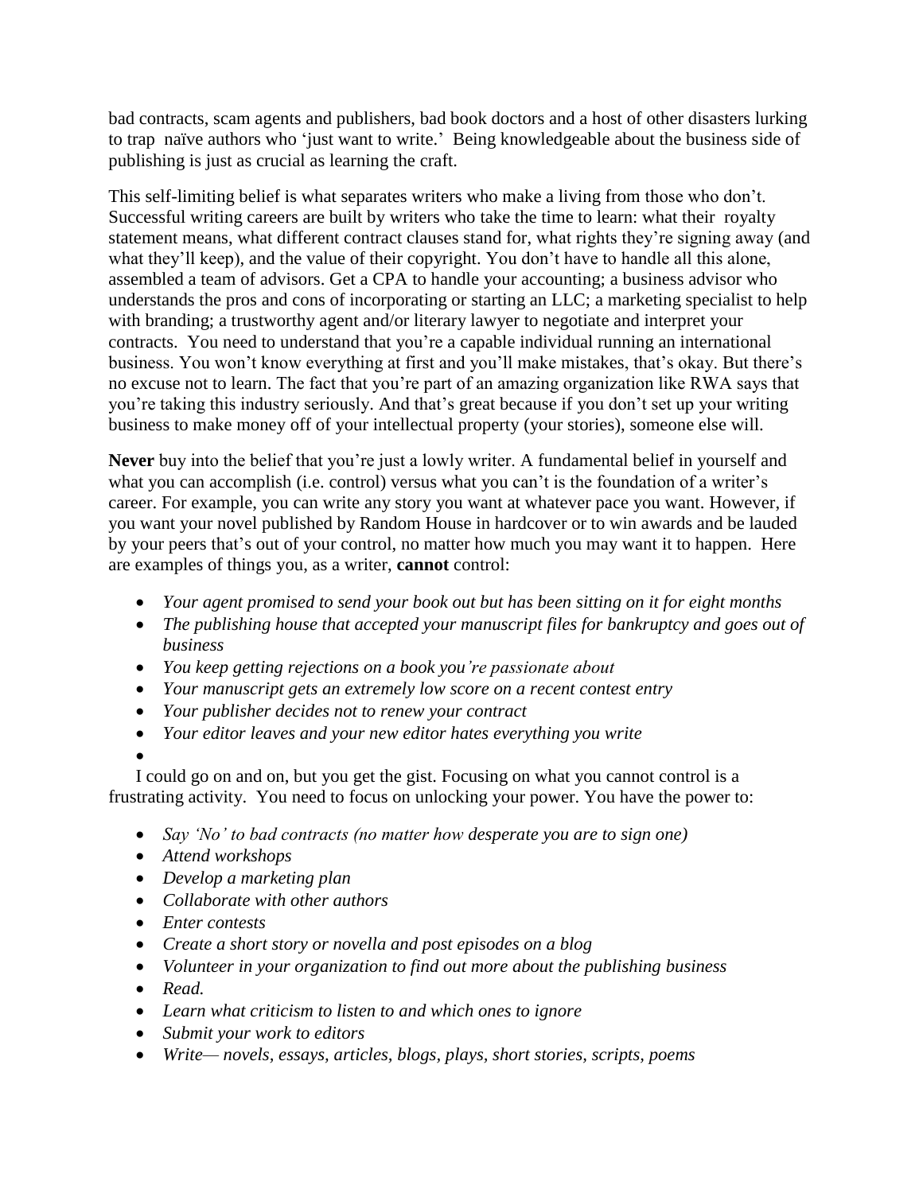bad contracts, scam agents and publishers, bad book doctors and a host of other disasters lurking to trap naïve authors who 'just want to write.' Being knowledgeable about the business side of publishing is just as crucial as learning the craft.

This self-limiting belief is what separates writers who make a living from those who don't. Successful writing careers are built by writers who take the time to learn: what their royalty statement means, what different contract clauses stand for, what rights they're signing away (and what they'll keep), and the value of their copyright. You don't have to handle all this alone, assembled a team of advisors. Get a CPA to handle your accounting; a business advisor who understands the pros and cons of incorporating or starting an LLC; a marketing specialist to help with branding; a trustworthy agent and/or literary lawyer to negotiate and interpret your contracts. You need to understand that you're a capable individual running an international business. You won't know everything at first and you'll make mistakes, that's okay. But there's no excuse not to learn. The fact that you're part of an amazing organization like RWA says that you're taking this industry seriously. And that's great because if you don't set up your writing business to make money off of your intellectual property (your stories), someone else will.

**Never** buy into the belief that you're just a lowly writer. A fundamental belief in yourself and what you can accomplish (i.e. control) versus what you can't is the foundation of a writer's career. For example, you can write any story you want at whatever pace you want. However, if you want your novel published by Random House in hardcover or to win awards and be lauded by your peers that's out of your control, no matter how much you may want it to happen. Here are examples of things you, as a writer, **cannot** control:

- *Your agent promised to send your book out but has been sitting on it for eight months*
- *The publishing house that accepted your manuscript files for bankruptcy and goes out of business*
- *You keep getting rejections on a book you're passionate about*
- *Your manuscript gets an extremely low score on a recent contest entry*
- *Your publisher decides not to renew your contract*
- *Your editor leaves and your new editor hates everything you write*

I could go on and on, but you get the gist. Focusing on what you cannot control is a frustrating activity. You need to focus on unlocking your power. You have the power to:

- *Say 'No' to bad contracts (no matter how desperate you are to sign one)*
- *Attend workshops*
- *Develop a marketing plan*
- *Collaborate with other authors*
- *Enter contests*
- *Create a short story or novella and post episodes on a blog*
- *Volunteer in your organization to find out more about the publishing business*
- *Read.*
- *Learn what criticism to listen to and which ones to ignore*
- *Submit your work to editors*
- *Write— novels, essays, articles, blogs, plays, short stories, scripts, poems*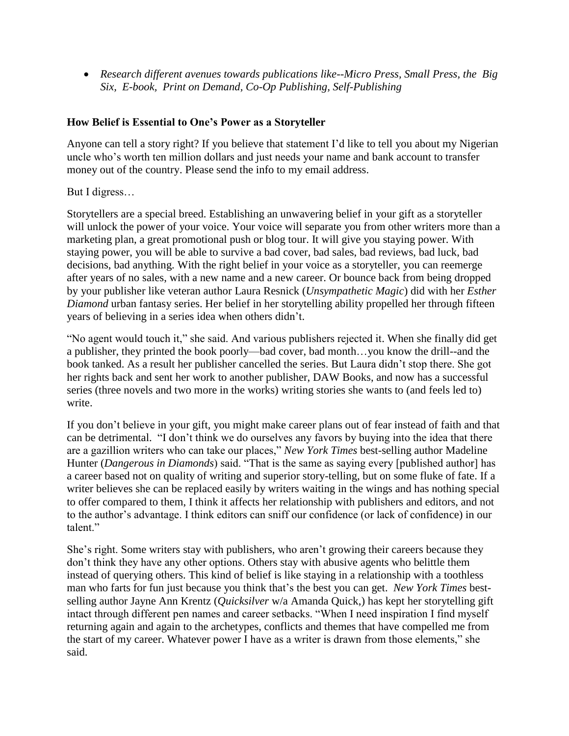- *Research different avenues towards publications like--Micro Press, Small Press, the Big Six, E-book, Print on Demand, Co-Op Publishing, Self-Publishing*

**How Belief is Essential to One's Power as a Storyteller**

Anyone can tell a story right? If you believe that statement I'd like to tell you about my Nigerian uncle who's worth ten million dollars and just needs your name and bank account to transfer money out of the country. Please send the info to my email address.

But I digress…

Storytellers are a special breed. Establishing an unwavering belief in your gift as a storyteller will unlock the power of your voice. Your voice will separate you from other writers more than a marketing plan, a great promotional push or blog tour. It will give you staying power. With staying power, you will be able to survive a bad cover, bad sales, bad reviews, bad luck, bad decisions, bad anything. With the right belief in your voice as a storyteller, you can reemerge after years of no sales, with a new name and a new career. Or bounce back from being dropped by your publisher like veteran author Laura Resnick (*Unsympathetic Magic*) did with her *Esther Diamond* urban fantasy series. Her belief in her storytelling ability propelled her through fifteen years of believing in a series idea when others didn't.

"No agent would touch it," she said. And various publishers rejected it. When she finally did get a publisher, they printed the book poorly—bad cover, bad month…you know the drill--and the book tanked. As a result her publisher cancelled the series. But Laura didn't stop there. She got her rights back and sent her work to another publisher, DAW Books, and now has a successful series (three novels and two more in the works) writing stories she wants to (and feels led to) write.

If you don't believe in your gift, you might make career plans out of fear instead of faith and that can be detrimental. "I don't think we do ourselves any favors by buying into the idea that there are a gazillion writers who can take our places," *New York Times* best-selling author Madeline Hunter (*Dangerous in Diamonds*) said. "That is the same as saying every [published author] has a career based not on quality of writing and superior story-telling, but on some fluke of fate. If a writer believes she can be replaced easily by writers waiting in the wings and has nothing special to offer compared to them, I think it affects her relationship with publishers and editors, and not to the author's advantage. I think editors can sniff our confidence (or lack of confidence) in our talent."

She's right. Some writers stay with publishers, who aren't growing their careers because they don't think they have any other options. Others stay with abusive agents who belittle them instead of querying others. This kind of belief is like staying in a relationship with a toothless man who farts for fun just because you think that's the best you can get. *New York Times* best-selling author Jayne Ann Krentz (*Quicksilver* w/a Amanda Quick,) has kept her storytelling gift intact through different pen names and career setbacks. "When I need inspiration I find myself returning again and again to the archetypes, conflicts and themes that have compelled me from the start of my career. Whatever power I have as a writer is drawn from those elements," she said.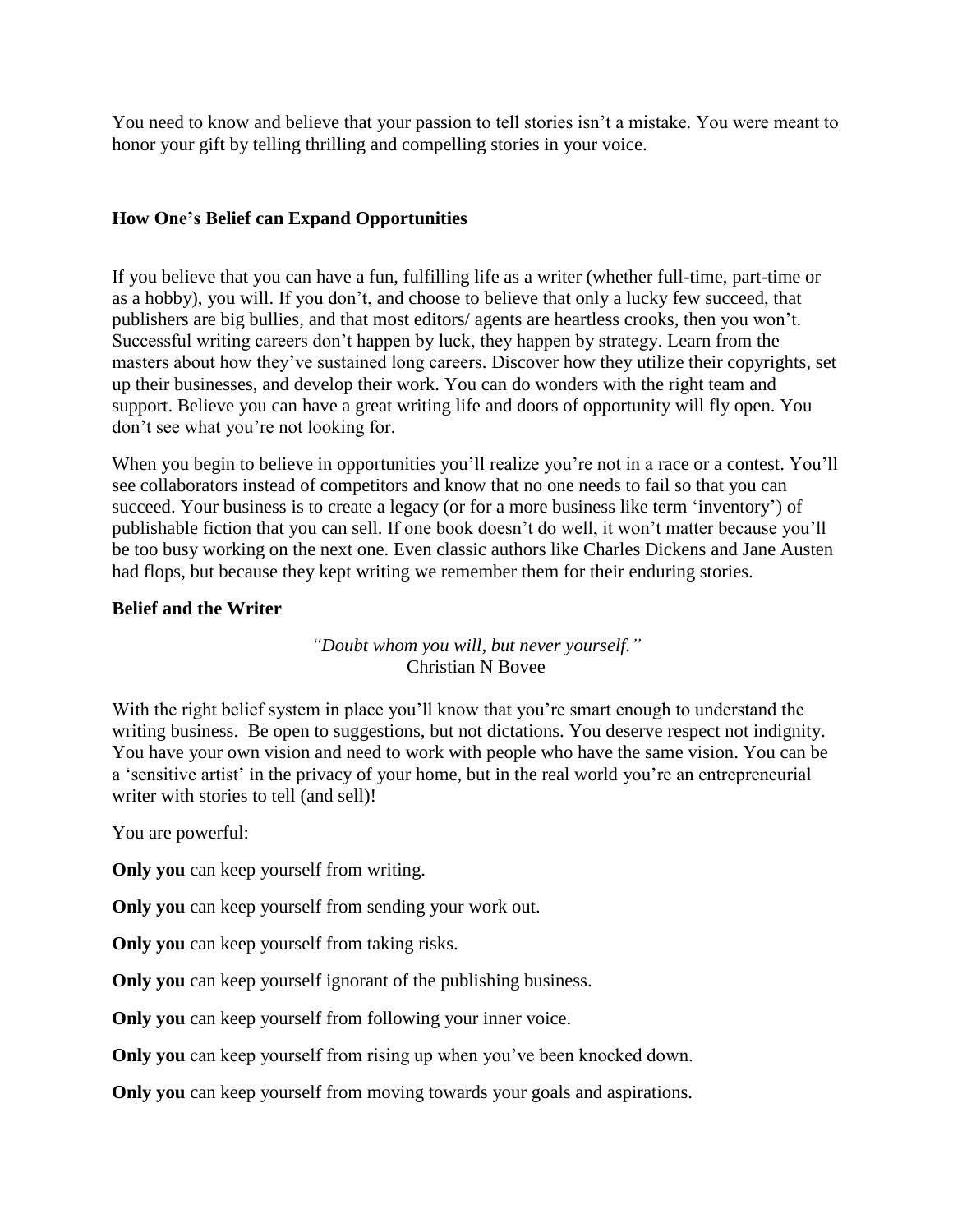You need to know and believe that your passion to tell stories isn't a mistake. You were meant to honor your gift by telling thrilling and compelling stories in your voice.

## How One's Belief can Expand Opportunities

If you believe that you can have a fun, fulfilling life as a writer (whether full-time, part-time or as a hobby), you will. If you don't, and choose to believe that only a lucky few succeed, that publishers are big bullies, and that most editors/ agents are heartless crooks, then you won't. Successful writing careers don't happen by luck, they happen by strategy. Learn from the masters about how they've sustained long careers. Discover how they utilize their copyrights, set up their businesses, and develop their work. You can do wonders with the right team and support. Believe you can have a great writing life and doors of opportunity will fly open. You don't see what you're not looking for.

When you begin to believe in opportunities you'll realize you're not in a race or a contest. You'll see collaborators instead of competitors and know that no one needs to fail so that you can succeed. Your business is to create a legacy (or for a more business like term 'inventory') of publishable fiction that you can sell. If one book doesn't do well, it won't matter because you'll be too busy working on the next one. Even classic authors like Charles Dickens and Jane Austen had flops, but because they kept writing we remember them for their enduring stories.

## Belief and the Writer

*"Doubt whom you will, but never yourself."*
Christian N Bovee

With the right belief system in place you'll know that you're smart enough to understand the writing business. Be open to suggestions, but not dictations. You deserve respect not indignity. You have your own vision and need to work with people who have the same vision. You can be a 'sensitive artist' in the privacy of your home, but in the real world you're an entrepreneurial writer with stories to tell (and sell)!

You are powerful:

**Only you** can keep yourself from writing.

**Only you** can keep yourself from sending your work out.

**Only you** can keep yourself from taking risks.

**Only you** can keep yourself ignorant of the publishing business.

**Only you** can keep yourself from following your inner voice.

**Only you** can keep yourself from rising up when you've been knocked down.

**Only you** can keep yourself from moving towards your goals and aspirations.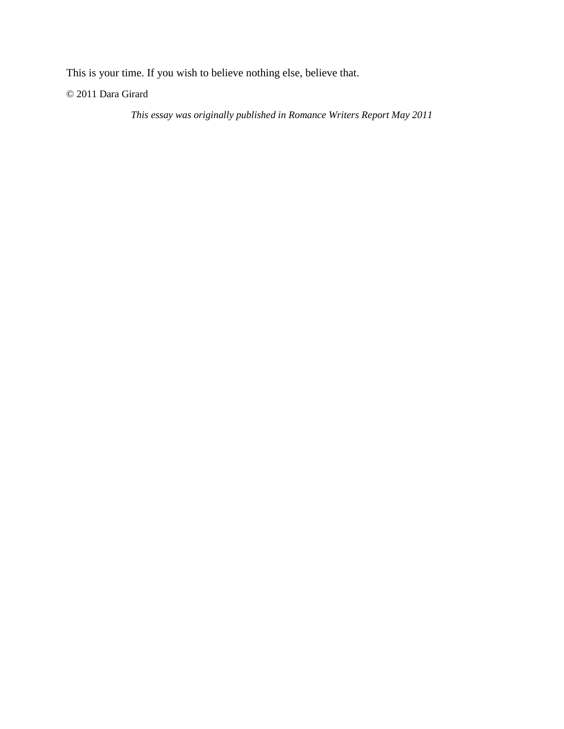This is your time. If you wish to believe nothing else, believe that.

© 2011 Dara Girard

*This essay was originally published in Romance Writers Report May 2011*